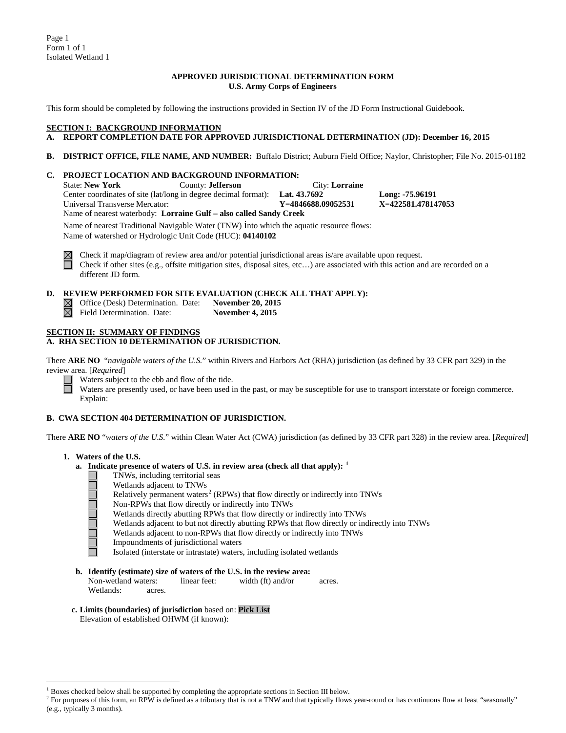Page 1
Form 1 of 1
Isolated Wetland 1

**APPROVED JURISDICTIONAL DETERMINATION FORM**
**U.S. Army Corps of Engineers**

This form should be completed by following the instructions provided in Section IV of the JD Form Instructional Guidebook.

**SECTION I: BACKGROUND INFORMATION**

**A. REPORT COMPLETION DATE FOR APPROVED JURISDICTIONAL DETERMINATION (JD): December 16, 2015**

**B. DISTRICT OFFICE, FILE NAME, AND NUMBER:** Buffalo District; Auburn Field Office; Naylor, Christopher; File No. 2015-01182

**C. PROJECT LOCATION AND BACKGROUND INFORMATION:**

State: **New York** County: **Jefferson** City: **Lorraine**
Center coordinates of site (lat/long in degree decimal format): **Lat. 43.7692** **Long: -75.96191**
Universal Transverse Mercator: **Y=4846688.09052531** **X=422581.478147053**
Name of nearest waterbody: **Lorraine Gulf – also called Sandy Creek**

Name of nearest Traditional Navigable Water (TNW) into which the aquatic resource flows:
Name of watershed or Hydrologic Unit Code (HUC): **04140102**

☒ Check if map/diagram of review area and/or potential jurisdictional areas is/are available upon request.
☐ Check if other sites (e.g., offsite mitigation sites, disposal sites, etc…) are associated with this action and are recorded on a different JD form.

**D. REVIEW PERFORMED FOR SITE EVALUATION (CHECK ALL THAT APPLY):**

☒ Office (Desk) Determination. Date: **November 20, 2015**
☒ Field Determination. Date: **November 4, 2015**

**SECTION II: SUMMARY OF FINDINGS**

**A. RHA SECTION 10 DETERMINATION OF JURISDICTION.**

There **ARE NO** "*navigable waters of the U.S.*" within Rivers and Harbors Act (RHA) jurisdiction (as defined by 33 CFR part 329) in the review area. [*Required*]

☐ Waters subject to the ebb and flow of the tide.
☐ Waters are presently used, or have been used in the past, or may be susceptible for use to transport interstate or foreign commerce. Explain:

**B. CWA SECTION 404 DETERMINATION OF JURISDICTION.**

There **ARE NO** "*waters of the U.S.*" within Clean Water Act (CWA) jurisdiction (as defined by 33 CFR part 328) in the review area. [*Required*]

**1. Waters of the U.S.**

**a. Indicate presence of waters of U.S. in review area (check all that apply):** [1]

☐ TNWs, including territorial seas
☐ Wetlands adjacent to TNWs
☐ Relatively permanent waters[2] (RPWs) that flow directly or indirectly into TNWs
☐ Non-RPWs that flow directly or indirectly into TNWs
☐ Wetlands directly abutting RPWs that flow directly or indirectly into TNWs
☐ Wetlands adjacent to but not directly abutting RPWs that flow directly or indirectly into TNWs
☐ Wetlands adjacent to non-RPWs that flow directly or indirectly into TNWs
☐ Impoundments of jurisdictional waters
☐ Isolated (interstate or intrastate) waters, including isolated wetlands

**b. Identify (estimate) size of waters of the U.S. in the review area:**

Non-wetland waters: linear feet: width (ft) and/or acres.
Wetlands: acres.

**c. Limits (boundaries) of jurisdiction** based on: **Pick List**
Elevation of established OHWM (if known):

---

[1] Boxes checked below shall be supported by completing the appropriate sections in Section III below.
[2] For purposes of this form, an RPW is defined as a tributary that is not a TNW and that typically flows year-round or has continuous flow at least "seasonally" (e.g., typically 3 months).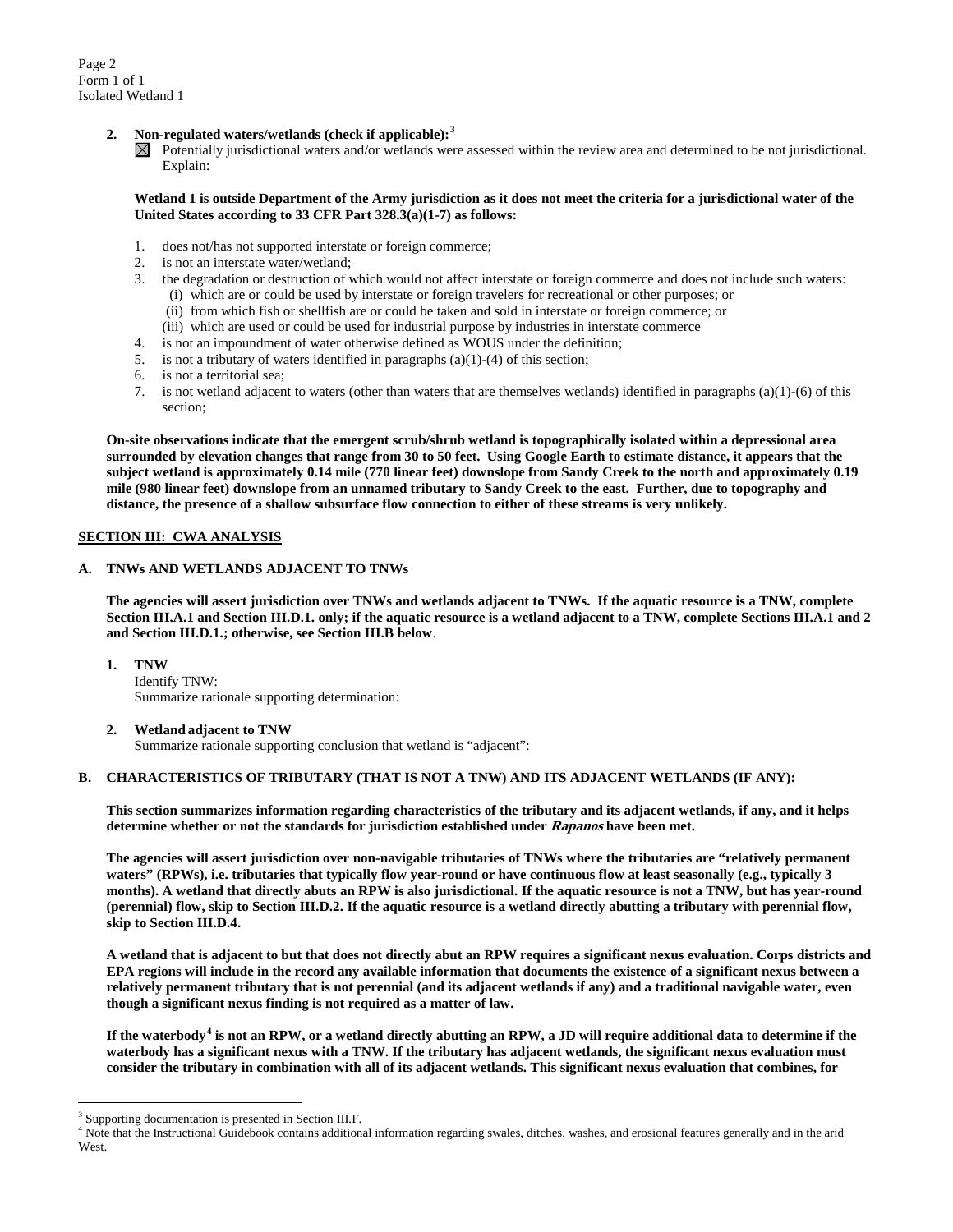**2. Non-regulated waters/wetlands (check if applicable):**[3]

☒ Potentially jurisdictional waters and/or wetlands were assessed within the review area and determined to be not jurisdictional. Explain:

**Wetland 1 is outside Department of the Army jurisdiction as it does not meet the criteria for a jurisdictional water of the United States according to 33 CFR Part 328.3(a)(1-7) as follows:**

1. does not/has not supported interstate or foreign commerce;
2. is not an interstate water/wetland;
3. the degradation or destruction of which would not affect interstate or foreign commerce and does not include such waters:
   (i) which are or could be used by interstate or foreign travelers for recreational or other purposes; or
   (ii) from which fish or shellfish are or could be taken and sold in interstate or foreign commerce; or
   (iii) which are used or could be used for industrial purpose by industries in interstate commerce
4. is not an impoundment of water otherwise defined as WOUS under the definition;
5. is not a tributary of waters identified in paragraphs (a)(1)-(4) of this section;
6. is not a territorial sea;
7. is not wetland adjacent to waters (other than waters that are themselves wetlands) identified in paragraphs (a)(1)-(6) of this section;

**On-site observations indicate that the emergent scrub/shrub wetland is topographically isolated within a depressional area surrounded by elevation changes that range from 30 to 50 feet. Using Google Earth to estimate distance, it appears that the subject wetland is approximately 0.14 mile (770 linear feet) downslope from Sandy Creek to the north and approximately 0.19 mile (980 linear feet) downslope from an unnamed tributary to Sandy Creek to the east. Further, due to topography and distance, the presence of a shallow subsurface flow connection to either of these streams is very unlikely.**

## SECTION III: CWA ANALYSIS

### A. TNWs AND WETLANDS ADJACENT TO TNWs

**The agencies will assert jurisdiction over TNWs and wetlands adjacent to TNWs. If the aquatic resource is a TNW, complete Section III.A.1 and Section III.D.1. only; if the aquatic resource is a wetland adjacent to a TNW, complete Sections III.A.1 and 2 and Section III.D.1.; otherwise, see Section III.B below**.

**1. TNW**
Identify TNW:
Summarize rationale supporting determination:

**2. Wetland adjacent to TNW**
Summarize rationale supporting conclusion that wetland is "adjacent":

### B. CHARACTERISTICS OF TRIBUTARY (THAT IS NOT A TNW) AND ITS ADJACENT WETLANDS (IF ANY):

**This section summarizes information regarding characteristics of the tributary and its adjacent wetlands, if any, and it helps determine whether or not the standards for jurisdiction established under *Rapanos* have been met.**

**The agencies will assert jurisdiction over non-navigable tributaries of TNWs where the tributaries are "relatively permanent waters" (RPWs), i.e. tributaries that typically flow year-round or have continuous flow at least seasonally (e.g., typically 3 months). A wetland that directly abuts an RPW is also jurisdictional. If the aquatic resource is not a TNW, but has year-round (perennial) flow, skip to Section III.D.2. If the aquatic resource is a wetland directly abutting a tributary with perennial flow, skip to Section III.D.4.**

**A wetland that is adjacent to but that does not directly abut an RPW requires a significant nexus evaluation. Corps districts and EPA regions will include in the record any available information that documents the existence of a significant nexus between a relatively permanent tributary that is not perennial (and its adjacent wetlands if any) and a traditional navigable water, even though a significant nexus finding is not required as a matter of law.**

**If the waterbody[4] is not an RPW, or a wetland directly abutting an RPW, a JD will require additional data to determine if the waterbody has a significant nexus with a TNW. If the tributary has adjacent wetlands, the significant nexus evaluation must consider the tributary in combination with all of its adjacent wetlands. This significant nexus evaluation that combines, for**

---

[3] Supporting documentation is presented in Section III.F.

[4] Note that the Instructional Guidebook contains additional information regarding swales, ditches, washes, and erosional features generally and in the arid West.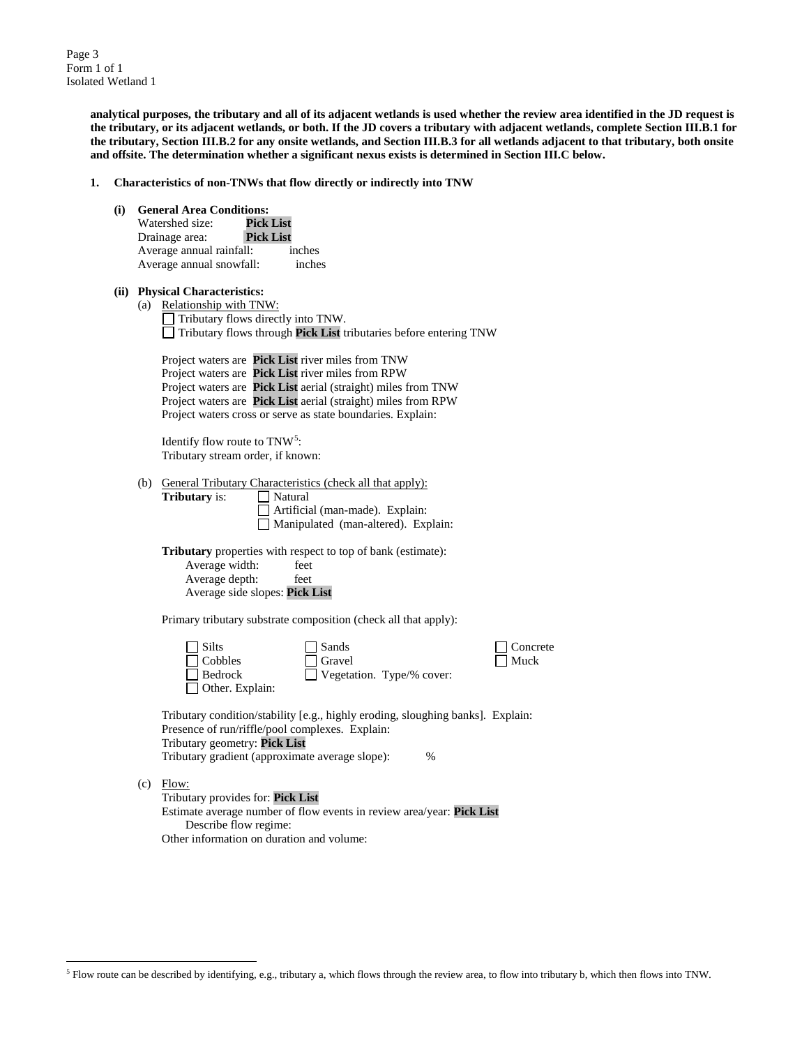**analytical purposes, the tributary and all of its adjacent wetlands is used whether the review area identified in the JD request is the tributary, or its adjacent wetlands, or both. If the JD covers a tributary with adjacent wetlands, complete Section III.B.1 for the tributary, Section III.B.2 for any onsite wetlands, and Section III.B.3 for all wetlands adjacent to that tributary, both onsite and offsite. The determination whether a significant nexus exists is determined in Section III.C below.**

**1. Characteristics of non-TNWs that flow directly or indirectly into TNW**

**(i) General Area Conditions:**

Watershed size: **Pick List**
Drainage area: **Pick List**
Average annual rainfall: inches
Average annual snowfall: inches

**(ii) Physical Characteristics:**

(a) Relationship with TNW:

☐ Tributary flows directly into TNW.
☐ Tributary flows through **Pick List** tributaries before entering TNW

Project waters are **Pick List** river miles from TNW
Project waters are **Pick List** river miles from RPW
Project waters are **Pick List** aerial (straight) miles from TNW
Project waters are **Pick List** aerial (straight) miles from RPW
Project waters cross or serve as state boundaries. Explain:

Identify flow route to TNW[5]:
Tributary stream order, if known:

(b) General Tributary Characteristics (check all that apply):

**Tributary** is:
☐ Natural
☐ Artificial (man-made). Explain:
☐ Manipulated (man-altered). Explain:

**Tributary** properties with respect to top of bank (estimate):
Average width: feet
Average depth: feet
Average side slopes: **Pick List**

Primary tributary substrate composition (check all that apply):

☐ Silts
☐ Sands
☐ Concrete
☐ Cobbles
☐ Gravel
☐ Muck
☐ Bedrock
☐ Vegetation. Type/% cover:
☐ Other. Explain:

Tributary condition/stability [e.g., highly eroding, sloughing banks]. Explain:
Presence of run/riffle/pool complexes. Explain:
Tributary geometry: **Pick List**
Tributary gradient (approximate average slope): %

(c) Flow:

Tributary provides for: **Pick List**
Estimate average number of flow events in review area/year: **Pick List**
Describe flow regime:
Other information on duration and volume:

[5] Flow route can be described by identifying, e.g., tributary a, which flows through the review area, to flow into tributary b, which then flows into TNW.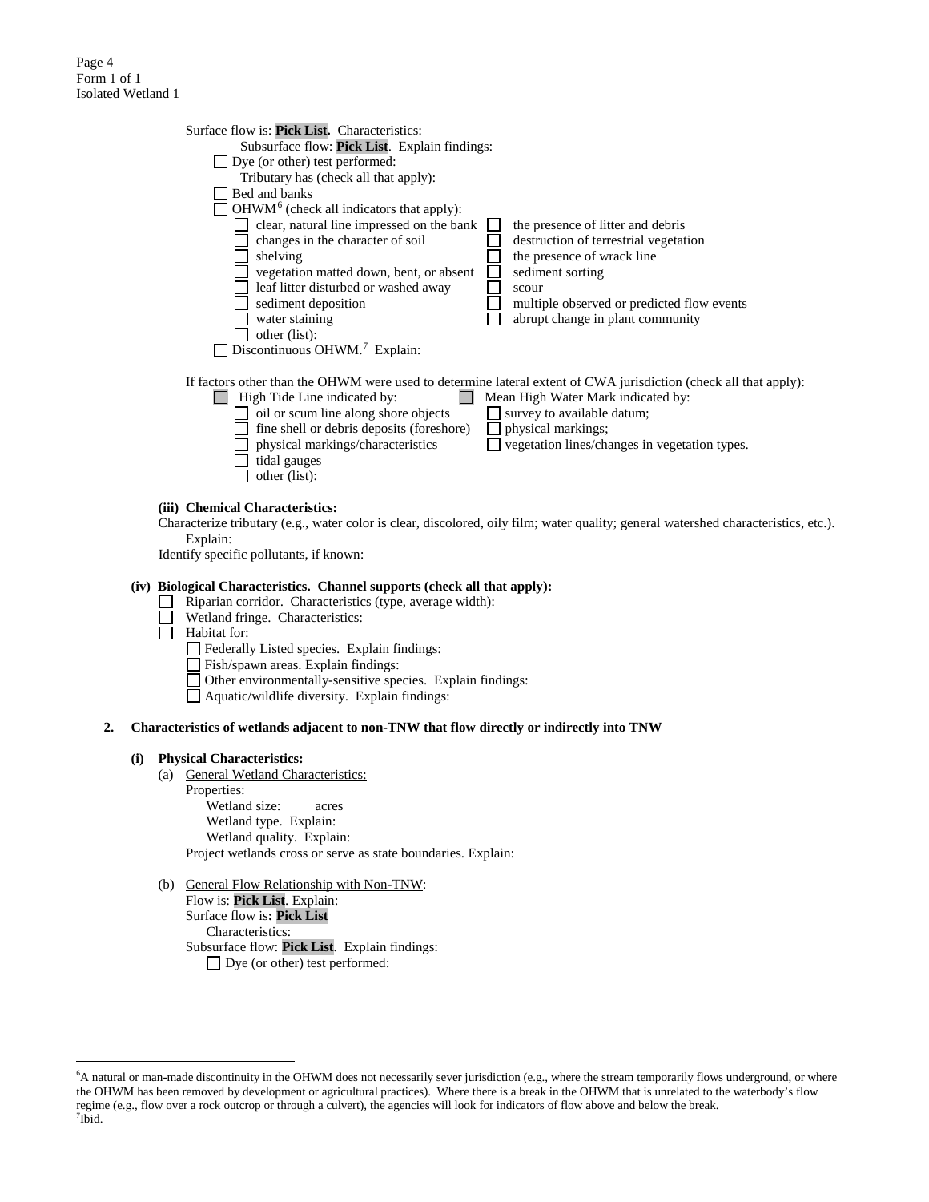Surface flow is: **Pick List.** Characteristics:

Subsurface flow: **Pick List**. Explain findings:

☐ Dye (or other) test performed:

Tributary has (check all that apply):

☐ Bed and banks

☐ OHWM[6] (check all indicators that apply):

- ☐ clear, natural line impressed on the bank
- ☐ changes in the character of soil
- ☐ shelving
- ☐ vegetation matted down, bent, or absent
- ☐ leaf litter disturbed or washed away
- ☐ sediment deposition
- ☐ water staining
- ☐ other (list):
- ☐ the presence of litter and debris
- ☐ destruction of terrestrial vegetation
- ☐ the presence of wrack line
- ☐ sediment sorting
- ☐ scour
- ☐ multiple observed or predicted flow events
- ☐ abrupt change in plant community

☐ Discontinuous OHWM.[7] Explain:

If factors other than the OHWM were used to determine lateral extent of CWA jurisdiction (check all that apply):

☐ High Tide Line indicated by:

- ☐ oil or scum line along shore objects
- ☐ fine shell or debris deposits (foreshore)
- ☐ physical markings/characteristics
- ☐ tidal gauges
- ☐ other (list):

☐ Mean High Water Mark indicated by:

- ☐ survey to available datum;
- ☐ physical markings;
- ☐ vegetation lines/changes in vegetation types.

**(iii) Chemical Characteristics:**

Characterize tributary (e.g., water color is clear, discolored, oily film; water quality; general watershed characteristics, etc.).
Explain:

Identify specific pollutants, if known:

**(iv) Biological Characteristics. Channel supports (check all that apply):**

☐ Riparian corridor. Characteristics (type, average width):

☐ Wetland fringe. Characteristics:

☐ Habitat for:

- ☐ Federally Listed species. Explain findings:
- ☐ Fish/spawn areas. Explain findings:
- ☐ Other environmentally-sensitive species. Explain findings:
- ☐ Aquatic/wildlife diversity. Explain findings:

**2. Characteristics of wetlands adjacent to non-TNW that flow directly or indirectly into TNW**

**(i) Physical Characteristics:**

(a) General Wetland Characteristics:

Properties:

Wetland size: acres

Wetland type. Explain:

Wetland quality. Explain:

Project wetlands cross or serve as state boundaries. Explain:

(b) General Flow Relationship with Non-TNW:

Flow is: **Pick List**. Explain:

Surface flow is**: Pick List**

Characteristics:

Subsurface flow: **Pick List**. Explain findings:

☐ Dye (or other) test performed:

---

[6]A natural or man-made discontinuity in the OHWM does not necessarily sever jurisdiction (e.g., where the stream temporarily flows underground, or where the OHWM has been removed by development or agricultural practices). Where there is a break in the OHWM that is unrelated to the waterbody's flow regime (e.g., flow over a rock outcrop or through a culvert), the agencies will look for indicators of flow above and below the break.

[7]Ibid.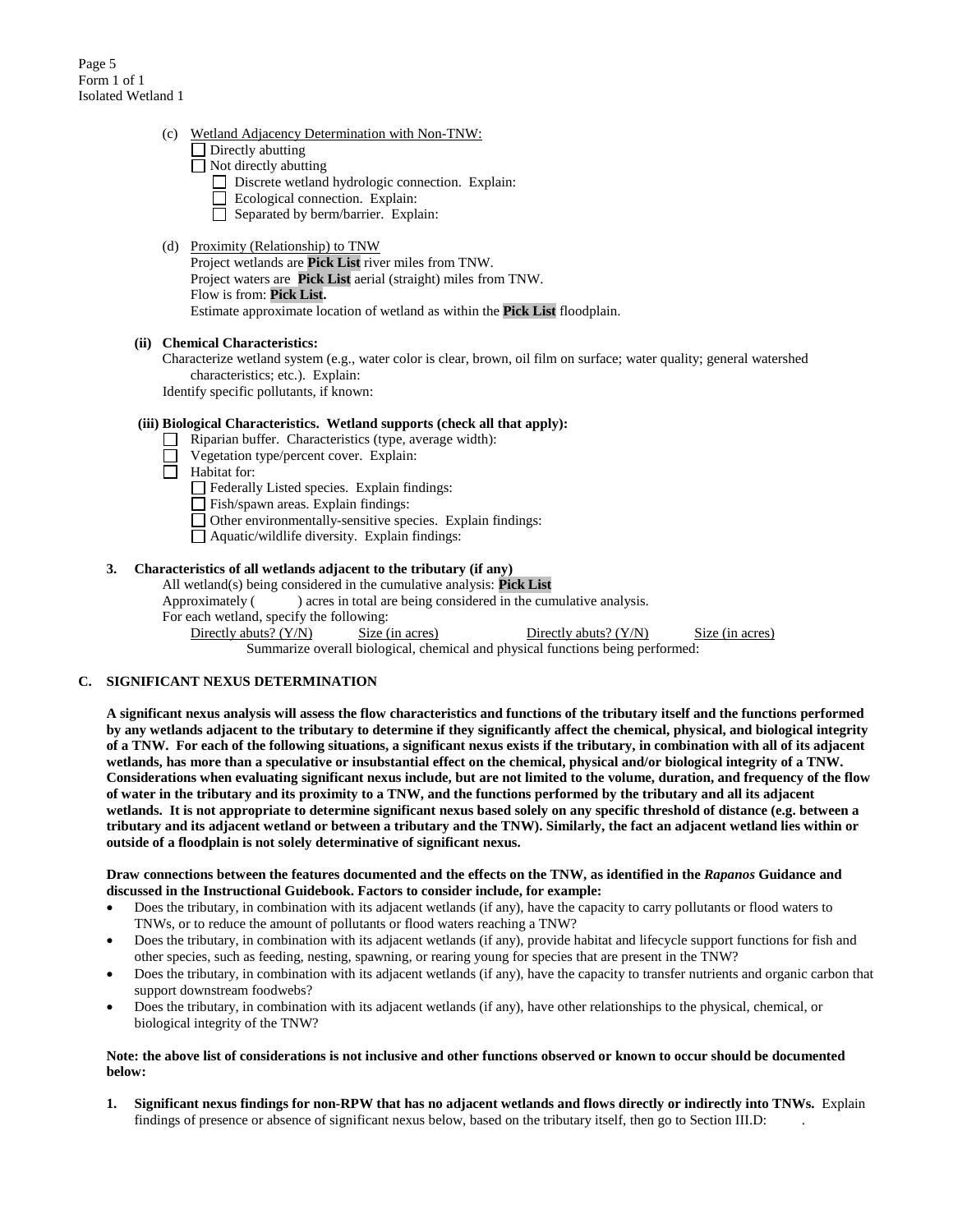(c) Wetland Adjacency Determination with Non-TNW:
☐ Directly abutting
☐ Not directly abutting
☐ Discrete wetland hydrologic connection. Explain:
☐ Ecological connection. Explain:
☐ Separated by berm/barrier. Explain:

(d) Proximity (Relationship) to TNW
Project wetlands are **Pick List** river miles from TNW.
Project waters are **Pick List** aerial (straight) miles from TNW.
Flow is from: **Pick List.**
Estimate approximate location of wetland as within the **Pick List** floodplain.

**(ii) Chemical Characteristics:**
Characterize wetland system (e.g., water color is clear, brown, oil film on surface; water quality; general watershed characteristics; etc.). Explain:
Identify specific pollutants, if known:

**(iii) Biological Characteristics. Wetland supports (check all that apply):**
☐ Riparian buffer. Characteristics (type, average width):
☐ Vegetation type/percent cover. Explain:
☐ Habitat for:
☐ Federally Listed species. Explain findings:
☐ Fish/spawn areas. Explain findings:
☐ Other environmentally-sensitive species. Explain findings:
☐ Aquatic/wildlife diversity. Explain findings:

**3. Characteristics of all wetlands adjacent to the tributary (if any)**
All wetland(s) being considered in the cumulative analysis: **Pick List**
Approximately ( ) acres in total are being considered in the cumulative analysis.
For each wetland, specify the following:

| Directly abuts? (Y/N) | Size (in acres) | Directly abuts? (Y/N) | Size (in acres) |
|---|---|---|---|

Summarize overall biological, chemical and physical functions being performed:

## C. SIGNIFICANT NEXUS DETERMINATION

**A significant nexus analysis will assess the flow characteristics and functions of the tributary itself and the functions performed by any wetlands adjacent to the tributary to determine if they significantly affect the chemical, physical, and biological integrity of a TNW. For each of the following situations, a significant nexus exists if the tributary, in combination with all of its adjacent wetlands, has more than a speculative or insubstantial effect on the chemical, physical and/or biological integrity of a TNW. Considerations when evaluating significant nexus include, but are not limited to the volume, duration, and frequency of the flow of water in the tributary and its proximity to a TNW, and the functions performed by the tributary and all its adjacent wetlands. It is not appropriate to determine significant nexus based solely on any specific threshold of distance (e.g. between a tributary and its adjacent wetland or between a tributary and the TNW). Similarly, the fact an adjacent wetland lies within or outside of a floodplain is not solely determinative of significant nexus.**

**Draw connections between the features documented and the effects on the TNW, as identified in the *Rapanos* Guidance and discussed in the Instructional Guidebook. Factors to consider include, for example:**

- Does the tributary, in combination with its adjacent wetlands (if any), have the capacity to carry pollutants or flood waters to TNWs, or to reduce the amount of pollutants or flood waters reaching a TNW?
- Does the tributary, in combination with its adjacent wetlands (if any), provide habitat and lifecycle support functions for fish and other species, such as feeding, nesting, spawning, or rearing young for species that are present in the TNW?
- Does the tributary, in combination with its adjacent wetlands (if any), have the capacity to transfer nutrients and organic carbon that support downstream foodwebs?
- Does the tributary, in combination with its adjacent wetlands (if any), have other relationships to the physical, chemical, or biological integrity of the TNW?

**Note: the above list of considerations is not inclusive and other functions observed or known to occur should be documented below:**

1. **Significant nexus findings for non-RPW that has no adjacent wetlands and flows directly or indirectly into TNWs.** Explain findings of presence or absence of significant nexus below, based on the tributary itself, then go to Section III.D: .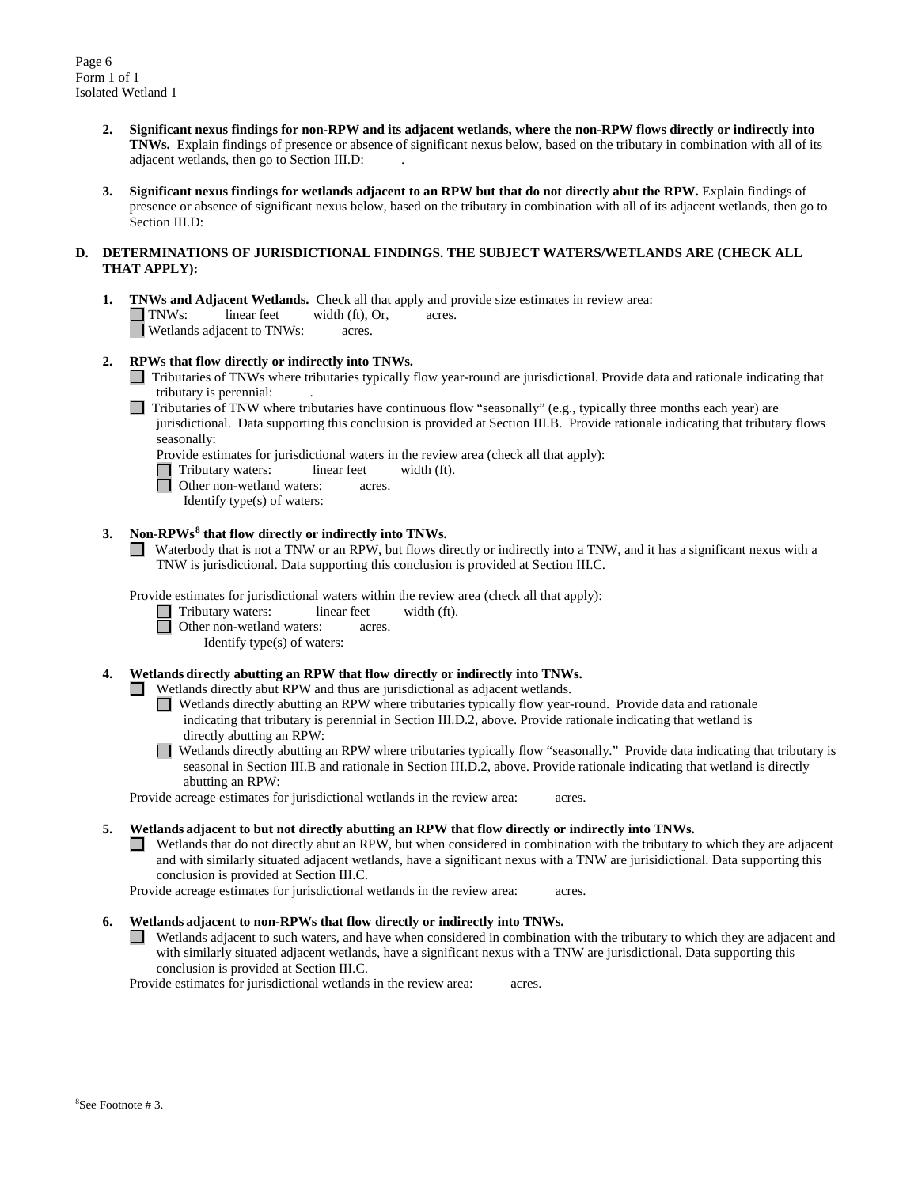2. **Significant nexus findings for non-RPW and its adjacent wetlands, where the non-RPW flows directly or indirectly into TNWs.** Explain findings of presence or absence of significant nexus below, based on the tributary in combination with all of its adjacent wetlands, then go to Section III.D: .

3. **Significant nexus findings for wetlands adjacent to an RPW but that do not directly abut the RPW.** Explain findings of presence or absence of significant nexus below, based on the tributary in combination with all of its adjacent wetlands, then go to Section III.D:

**D. DETERMINATIONS OF JURISDICTIONAL FINDINGS. THE SUBJECT WATERS/WETLANDS ARE (CHECK ALL THAT APPLY):**

1. **TNWs and Adjacent Wetlands.** Check all that apply and provide size estimates in review area:
   - ☐ TNWs: linear feet width (ft), Or, acres.
   - ☐ Wetlands adjacent to TNWs: acres.

2. **RPWs that flow directly or indirectly into TNWs.**
   - ☐ Tributaries of TNWs where tributaries typically flow year-round are jurisdictional. Provide data and rationale indicating that tributary is perennial: .
   - ☐ Tributaries of TNW where tributaries have continuous flow "seasonally" (e.g., typically three months each year) are jurisdictional. Data supporting this conclusion is provided at Section III.B. Provide rationale indicating that tributary flows seasonally:

   Provide estimates for jurisdictional waters in the review area (check all that apply):
   - ☐ Tributary waters: linear feet width (ft).
   - ☐ Other non-wetland waters: acres.
     Identify type(s) of waters:

3. **Non-RPWs[8] that flow directly or indirectly into TNWs.**
   - ☐ Waterbody that is not a TNW or an RPW, but flows directly or indirectly into a TNW, and it has a significant nexus with a TNW is jurisdictional. Data supporting this conclusion is provided at Section III.C.

   Provide estimates for jurisdictional waters within the review area (check all that apply):
   - ☐ Tributary waters: linear feet width (ft).
   - ☐ Other non-wetland waters: acres.
     Identify type(s) of waters:

4. **Wetlands directly abutting an RPW that flow directly or indirectly into TNWs.**
   - ☐ Wetlands directly abut RPW and thus are jurisdictional as adjacent wetlands.
     - ☐ Wetlands directly abutting an RPW where tributaries typically flow year-round. Provide data and rationale indicating that tributary is perennial in Section III.D.2, above. Provide rationale indicating that wetland is directly abutting an RPW:
     - ☐ Wetlands directly abutting an RPW where tributaries typically flow "seasonally." Provide data indicating that tributary is seasonal in Section III.B and rationale in Section III.D.2, above. Provide rationale indicating that wetland is directly abutting an RPW:

   Provide acreage estimates for jurisdictional wetlands in the review area: acres.

5. **Wetlands adjacent to but not directly abutting an RPW that flow directly or indirectly into TNWs.**
   - ☐ Wetlands that do not directly abut an RPW, but when considered in combination with the tributary to which they are adjacent and with similarly situated adjacent wetlands, have a significant nexus with a TNW are jurisidictional. Data supporting this conclusion is provided at Section III.C.

   Provide acreage estimates for jurisdictional wetlands in the review area: acres.

6. **Wetlands adjacent to non-RPWs that flow directly or indirectly into TNWs.**
   - ☐ Wetlands adjacent to such waters, and have when considered in combination with the tributary to which they are adjacent and with similarly situated adjacent wetlands, have a significant nexus with a TNW are jurisdictional. Data supporting this conclusion is provided at Section III.C.

   Provide estimates for jurisdictional wetlands in the review area: acres.

---

[8] See Footnote # 3.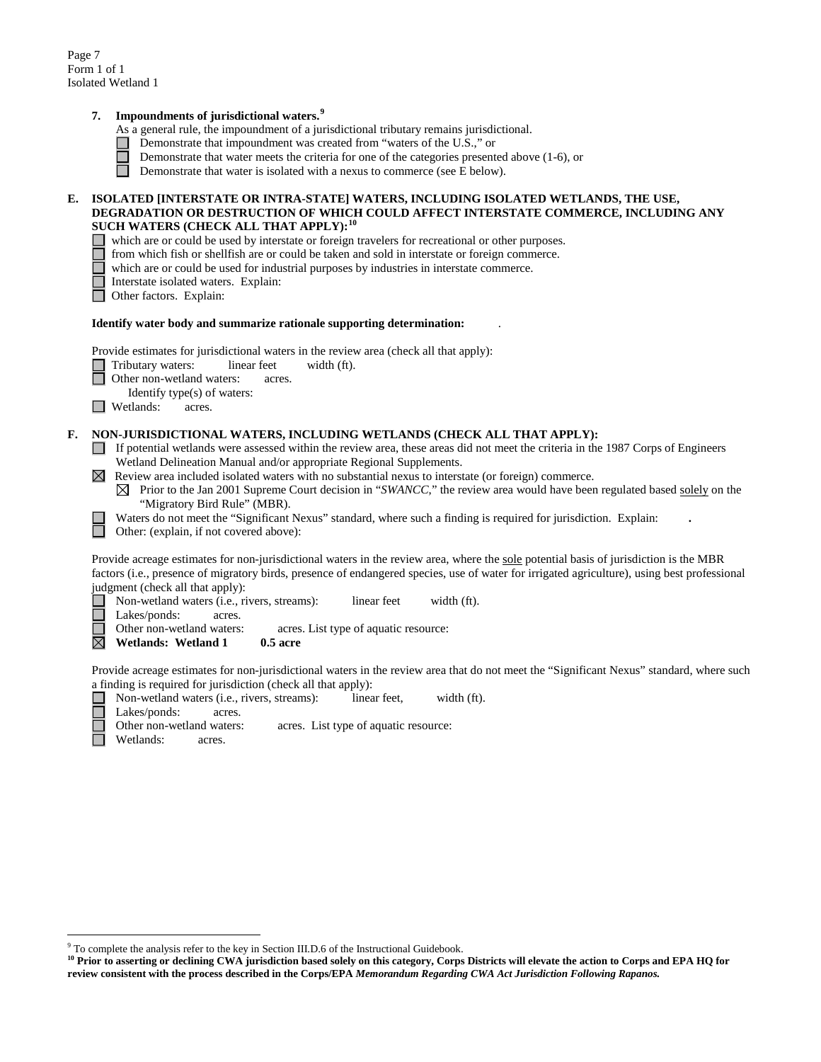**7. Impoundments of jurisdictional waters.**[9]

As a general rule, the impoundment of a jurisdictional tributary remains jurisdictional.

- ☐ Demonstrate that impoundment was created from "waters of the U.S.," or
- ☐ Demonstrate that water meets the criteria for one of the categories presented above (1-6), or
- ☐ Demonstrate that water is isolated with a nexus to commerce (see E below).

**E. ISOLATED [INTERSTATE OR INTRA-STATE] WATERS, INCLUDING ISOLATED WETLANDS, THE USE, DEGRADATION OR DESTRUCTION OF WHICH COULD AFFECT INTERSTATE COMMERCE, INCLUDING ANY SUCH WATERS (CHECK ALL THAT APPLY):**[10]

- ☐ which are or could be used by interstate or foreign travelers for recreational or other purposes.
- ☐ from which fish or shellfish are or could be taken and sold in interstate or foreign commerce.
- ☐ which are or could be used for industrial purposes by industries in interstate commerce.
- ☐ Interstate isolated waters. Explain:
- ☐ Other factors. Explain:

**Identify water body and summarize rationale supporting determination:** .

Provide estimates for jurisdictional waters in the review area (check all that apply):

- ☐ Tributary waters: linear feet width (ft).
- ☐ Other non-wetland waters: acres.
  - Identify type(s) of waters:
- ☐ Wetlands: acres.

**F. NON-JURISDICTIONAL WATERS, INCLUDING WETLANDS (CHECK ALL THAT APPLY):**

- ☐ If potential wetlands were assessed within the review area, these areas did not meet the criteria in the 1987 Corps of Engineers Wetland Delineation Manual and/or appropriate Regional Supplements.
- ☒ Review area included isolated waters with no substantial nexus to interstate (or foreign) commerce.
  - ☒ Prior to the Jan 2001 Supreme Court decision in "*SWANCC*," the review area would have been regulated based solely on the "Migratory Bird Rule" (MBR).
- ☐ Waters do not meet the "Significant Nexus" standard, where such a finding is required for jurisdiction. Explain: **.**
- ☐ Other: (explain, if not covered above):

Provide acreage estimates for non-jurisdictional waters in the review area, where the sole potential basis of jurisdiction is the MBR factors (i.e., presence of migratory birds, presence of endangered species, use of water for irrigated agriculture), using best professional judgment (check all that apply):

- ☐ Non-wetland waters (i.e., rivers, streams): linear feet width (ft).
- ☐ Lakes/ponds: acres.
- ☐ Other non-wetland waters: acres. List type of aquatic resource:
- ☒ **Wetlands: Wetland 1 0.5 acre**

Provide acreage estimates for non-jurisdictional waters in the review area that do not meet the "Significant Nexus" standard, where such a finding is required for jurisdiction (check all that apply):

- ☐ Non-wetland waters (i.e., rivers, streams): linear feet, width (ft).
- ☐ Lakes/ponds: acres.
- ☐ Other non-wetland waters: acres. List type of aquatic resource:
- ☐ Wetlands: acres.

---

[9] To complete the analysis refer to the key in Section III.D.6 of the Instructional Guidebook.

[10] **Prior to asserting or declining CWA jurisdiction based solely on this category, Corps Districts will elevate the action to Corps and EPA HQ for review consistent with the process described in the Corps/EPA *Memorandum Regarding CWA Act Jurisdiction Following Rapanos.***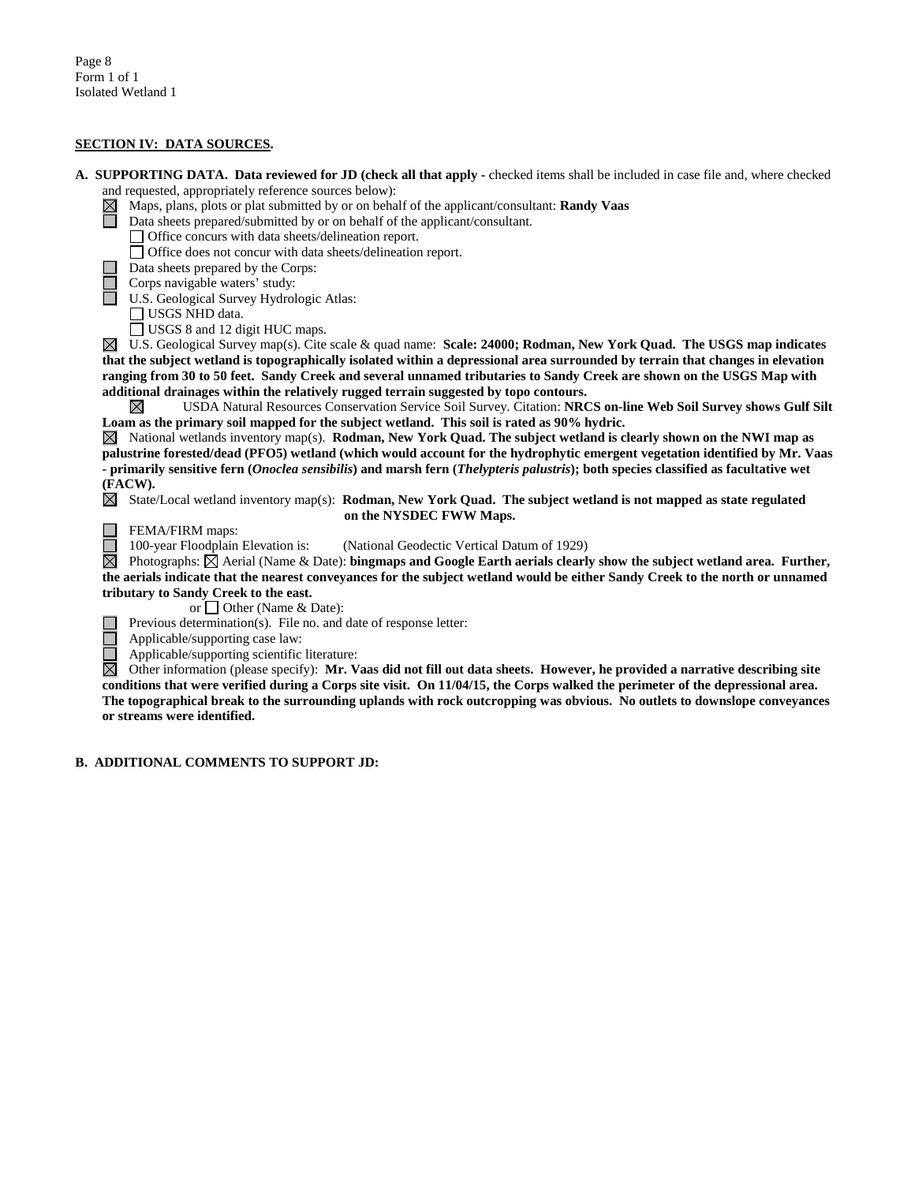Page 8
Form 1 of 1
Isolated Wetland 1

**SECTION IV: DATA SOURCES.**

**A. SUPPORTING DATA. Data reviewed for JD (check all that apply** - checked items shall be included in case file and, where checked and requested, appropriately reference sources below):

- ☒ Maps, plans, plots or plat submitted by or on behalf of the applicant/consultant: **Randy Vaas**
- ☐ Data sheets prepared/submitted by or on behalf of the applicant/consultant.
  - ☐ Office concurs with data sheets/delineation report.
  - ☐ Office does not concur with data sheets/delineation report.
- ☐ Data sheets prepared by the Corps:
- ☐ Corps navigable waters' study:
- ☐ U.S. Geological Survey Hydrologic Atlas:
  - ☐ USGS NHD data.
  - ☐ USGS 8 and 12 digit HUC maps.
- ☒ U.S. Geological Survey map(s). Cite scale & quad name: **Scale: 24000; Rodman, New York Quad. The USGS map indicates that the subject wetland is topographically isolated within a depressional area surrounded by terrain that changes in elevation ranging from 30 to 50 feet. Sandy Creek and several unnamed tributaries to Sandy Creek are shown on the USGS Map with additional drainages within the relatively rugged terrain suggested by topo contours.**
- ☒ USDA Natural Resources Conservation Service Soil Survey. Citation: **NRCS on-line Web Soil Survey shows Gulf Silt Loam as the primary soil mapped for the subject wetland. This soil is rated as 90% hydric.**
- ☒ National wetlands inventory map(s). **Rodman, New York Quad. The subject wetland is clearly shown on the NWI map as palustrine forested/dead (PFO5) wetland (which would account for the hydrophytic emergent vegetation identified by Mr. Vaas - primarily sensitive fern (*Onoclea sensibilis*) and marsh fern (*Thelypteris palustris*); both species classified as facultative wet (FACW).**
- ☒ State/Local wetland inventory map(s): **Rodman, New York Quad. The subject wetland is not mapped as state regulated on the NYSDEC FWW Maps.**
- ☐ FEMA/FIRM maps:
- ☐ 100-year Floodplain Elevation is: (National Geodectic Vertical Datum of 1929)
- ☒ Photographs: ☒ Aerial (Name & Date): **bingmaps and Google Earth aerials clearly show the subject wetland area. Further, the aerials indicate that the nearest conveyances for the subject wetland would be either Sandy Creek to the north or unnamed tributary to Sandy Creek to the east.**
  - or ☐ Other (Name & Date):
- ☐ Previous determination(s). File no. and date of response letter:
- ☐ Applicable/supporting case law:
- ☐ Applicable/supporting scientific literature:
- ☒ Other information (please specify): **Mr. Vaas did not fill out data sheets. However, he provided a narrative describing site conditions that were verified during a Corps site visit. On 11/04/15, the Corps walked the perimeter of the depressional area. The topographical break to the surrounding uplands with rock outcropping was obvious. No outlets to downslope conveyances or streams were identified.**

**B. ADDITIONAL COMMENTS TO SUPPORT JD:**